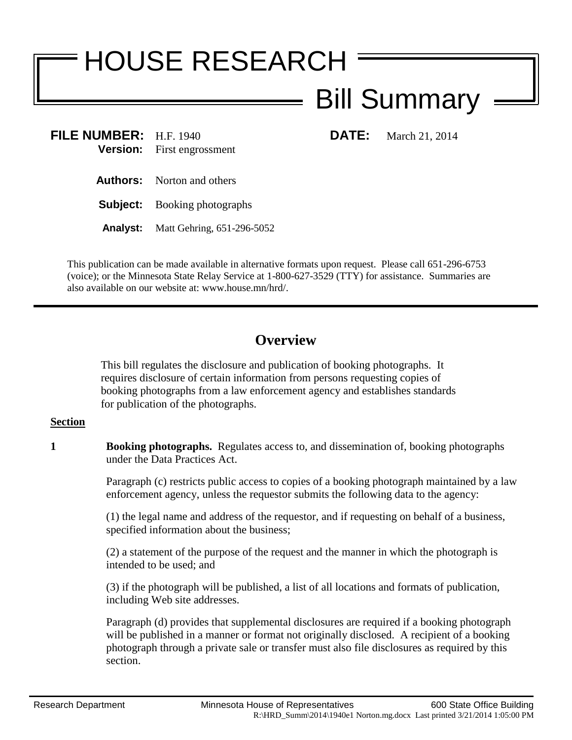# HOUSE RESEARCH

## Bill Summary

**FILE NUMBER:** H.F. 1940 **DATE:** March 21, 2014
**Version:** First engrossment

**Authors:** Norton and others

**Subject:** Booking photographs

**Analyst:** Matt Gehring, 651-296-5052

This publication can be made available in alternative formats upon request. Please call 651-296-6753 (voice); or the Minnesota State Relay Service at 1-800-627-3529 (TTY) for assistance. Summaries are also available on our website at: www.house.mn/hrd/.

---

## Overview

This bill regulates the disclosure and publication of booking photographs. It requires disclosure of certain information from persons requesting copies of booking photographs from a law enforcement agency and establishes standards for publication of the photographs.

**Section**

**1** **Booking photographs.** Regulates access to, and dissemination of, booking photographs under the Data Practices Act.

Paragraph (c) restricts public access to copies of a booking photograph maintained by a law enforcement agency, unless the requestor submits the following data to the agency:

(1) the legal name and address of the requestor, and if requesting on behalf of a business, specified information about the business;

(2) a statement of the purpose of the request and the manner in which the photograph is intended to be used; and

(3) if the photograph will be published, a list of all locations and formats of publication, including Web site addresses.

Paragraph (d) provides that supplemental disclosures are required if a booking photograph will be published in a manner or format not originally disclosed. A recipient of a booking photograph through a private sale or transfer must also file disclosures as required by this section.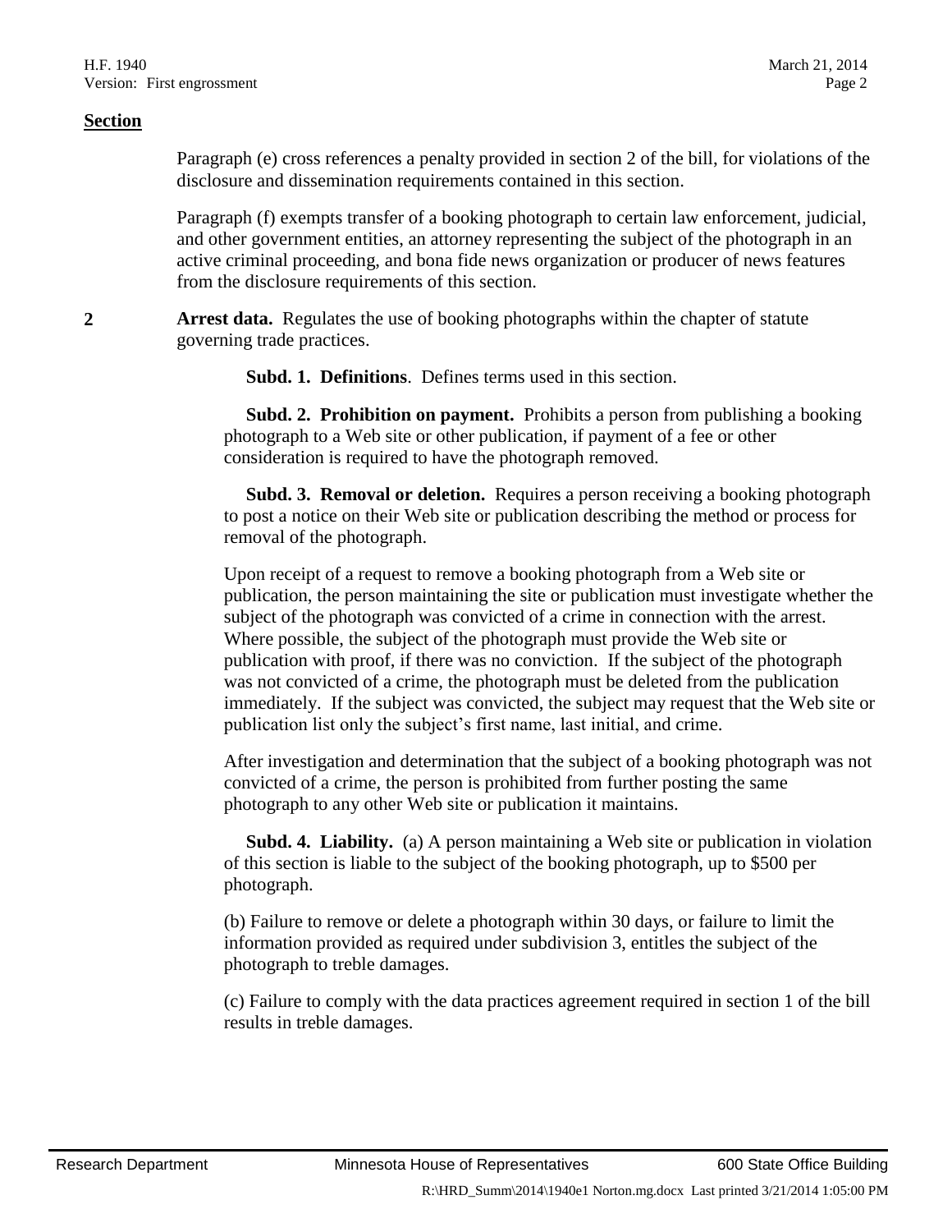**Section**

Paragraph (e) cross references a penalty provided in section 2 of the bill, for violations of the disclosure and dissemination requirements contained in this section.

Paragraph (f) exempts transfer of a booking photograph to certain law enforcement, judicial, and other government entities, an attorney representing the subject of the photograph in an active criminal proceeding, and bona fide news organization or producer of news features from the disclosure requirements of this section.

**2** **Arrest data.** Regulates the use of booking photographs within the chapter of statute governing trade practices.

**Subd. 1. Definitions**. Defines terms used in this section.

**Subd. 2. Prohibition on payment.** Prohibits a person from publishing a booking photograph to a Web site or other publication, if payment of a fee or other consideration is required to have the photograph removed.

**Subd. 3. Removal or deletion.** Requires a person receiving a booking photograph to post a notice on their Web site or publication describing the method or process for removal of the photograph.

Upon receipt of a request to remove a booking photograph from a Web site or publication, the person maintaining the site or publication must investigate whether the subject of the photograph was convicted of a crime in connection with the arrest. Where possible, the subject of the photograph must provide the Web site or publication with proof, if there was no conviction. If the subject of the photograph was not convicted of a crime, the photograph must be deleted from the publication immediately. If the subject was convicted, the subject may request that the Web site or publication list only the subject's first name, last initial, and crime.

After investigation and determination that the subject of a booking photograph was not convicted of a crime, the person is prohibited from further posting the same photograph to any other Web site or publication it maintains.

**Subd. 4. Liability.** (a) A person maintaining a Web site or publication in violation of this section is liable to the subject of the booking photograph, up to $500 per photograph.

(b) Failure to remove or delete a photograph within 30 days, or failure to limit the information provided as required under subdivision 3, entitles the subject of the photograph to treble damages.

(c) Failure to comply with the data practices agreement required in section 1 of the bill results in treble damages.